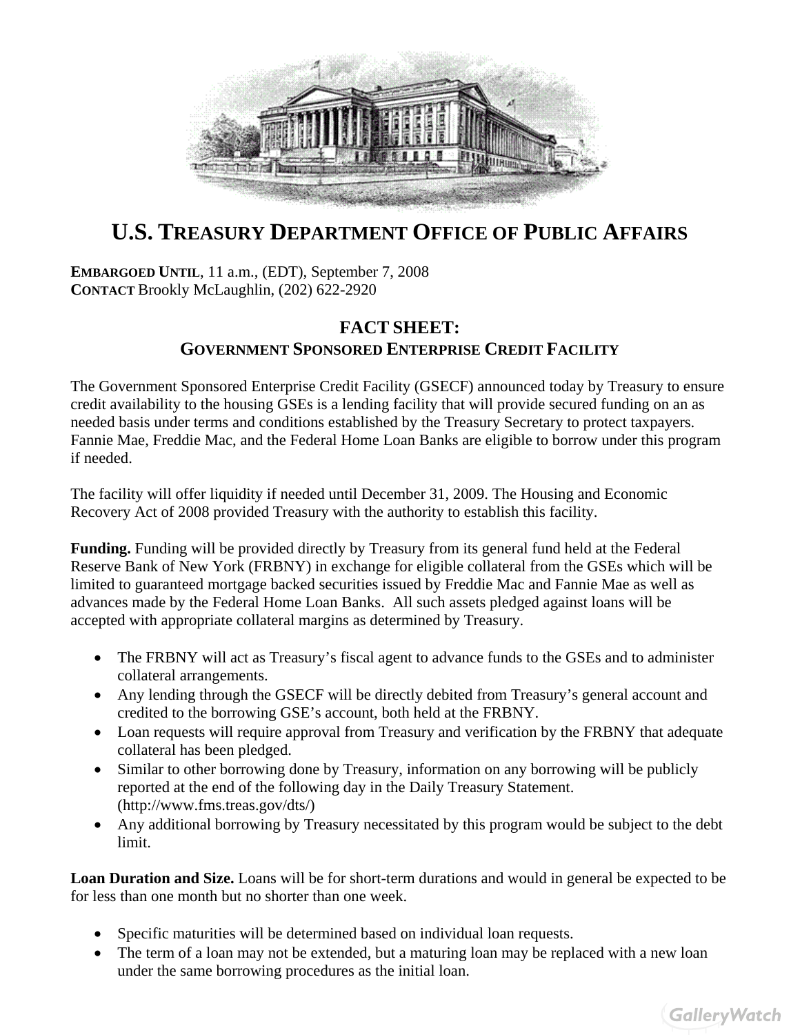# U.S. Treasury Department Office of Public Affairs

**EMBARGOED UNTIL**, 11 a.m., (EDT), September 7, 2008
**CONTACT** Brookly McLaughlin, (202) 622-2920

## FACT SHEET:
### GOVERNMENT SPONSORED ENTERPRISE CREDIT FACILITY

The Government Sponsored Enterprise Credit Facility (GSECF) announced today by Treasury to ensure credit availability to the housing GSEs is a lending facility that will provide secured funding on an as needed basis under terms and conditions established by the Treasury Secretary to protect taxpayers. Fannie Mae, Freddie Mac, and the Federal Home Loan Banks are eligible to borrow under this program if needed.

The facility will offer liquidity if needed until December 31, 2009. The Housing and Economic Recovery Act of 2008 provided Treasury with the authority to establish this facility.

**Funding.** Funding will be provided directly by Treasury from its general fund held at the Federal Reserve Bank of New York (FRBNY) in exchange for eligible collateral from the GSEs which will be limited to guaranteed mortgage backed securities issued by Freddie Mac and Fannie Mae as well as advances made by the Federal Home Loan Banks. All such assets pledged against loans will be accepted with appropriate collateral margins as determined by Treasury.

- The FRBNY will act as Treasury's fiscal agent to advance funds to the GSEs and to administer collateral arrangements.
- Any lending through the GSECF will be directly debited from Treasury's general account and credited to the borrowing GSE's account, both held at the FRBNY.
- Loan requests will require approval from Treasury and verification by the FRBNY that adequate collateral has been pledged.
- Similar to other borrowing done by Treasury, information on any borrowing will be publicly reported at the end of the following day in the Daily Treasury Statement. (http://www.fms.treas.gov/dts/)
- Any additional borrowing by Treasury necessitated by this program would be subject to the debt limit.

**Loan Duration and Size.** Loans will be for short-term durations and would in general be expected to be for less than one month but no shorter than one week.

- Specific maturities will be determined based on individual loan requests.
- The term of a loan may not be extended, but a maturing loan may be replaced with a new loan under the same borrowing procedures as the initial loan.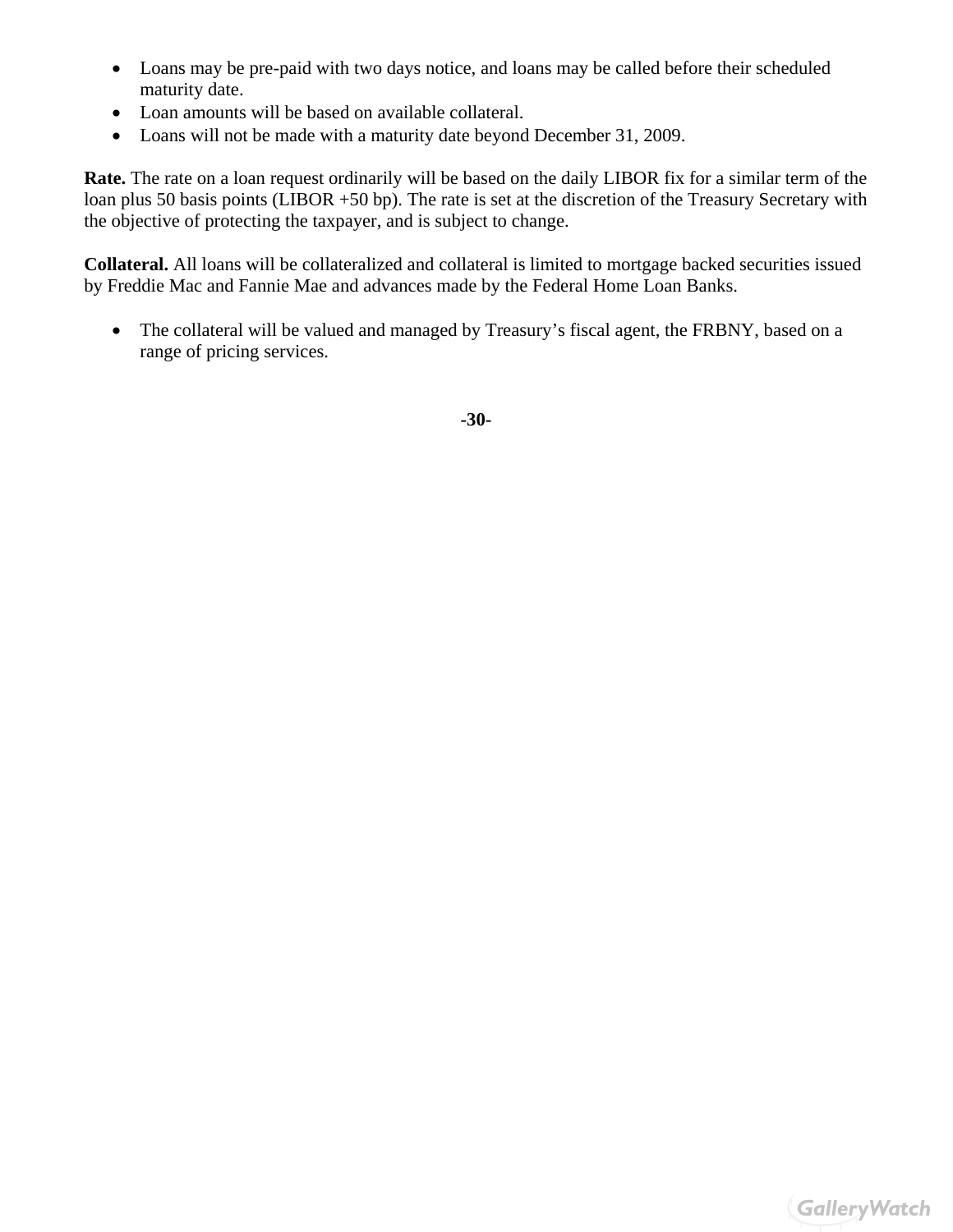- Loans may be pre-paid with two days notice, and loans may be called before their scheduled maturity date.
- Loan amounts will be based on available collateral.
- Loans will not be made with a maturity date beyond December 31, 2009.

**Rate.** The rate on a loan request ordinarily will be based on the daily LIBOR fix for a similar term of the loan plus 50 basis points (LIBOR +50 bp). The rate is set at the discretion of the Treasury Secretary with the objective of protecting the taxpayer, and is subject to change.

**Collateral.** All loans will be collateralized and collateral is limited to mortgage backed securities issued by Freddie Mac and Fannie Mae and advances made by the Federal Home Loan Banks.

- The collateral will be valued and managed by Treasury's fiscal agent, the FRBNY, based on a range of pricing services.

**-30-**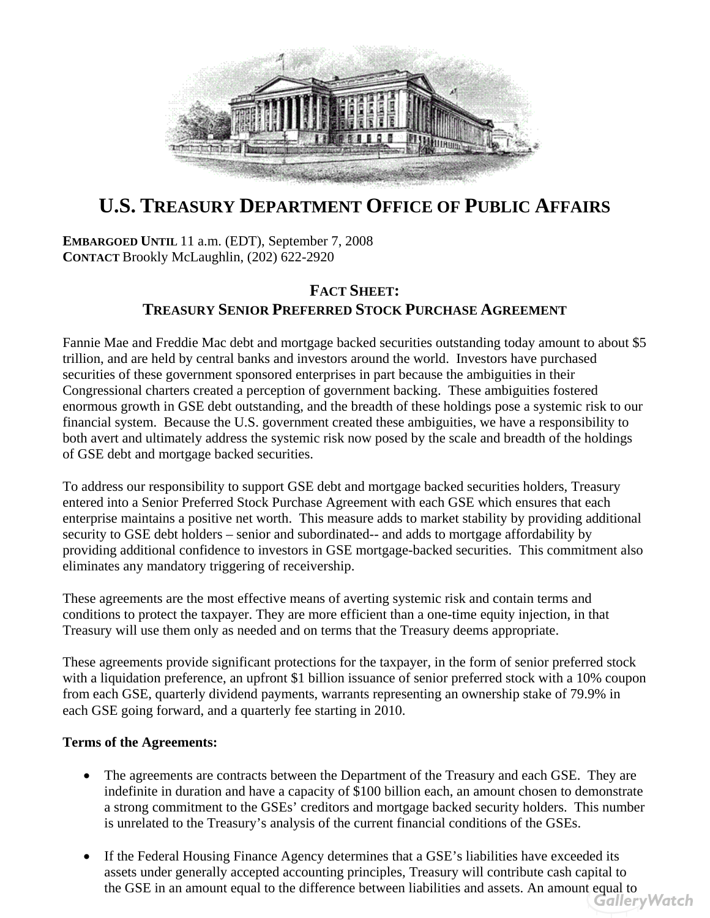# U.S. TREASURY DEPARTMENT OFFICE OF PUBLIC AFFAIRS

**EMBARGOED UNTIL** 11 a.m. (EDT), September 7, 2008
**CONTACT** Brookly McLaughlin, (202) 622-2920

## FACT SHEET:
## TREASURY SENIOR PREFERRED STOCK PURCHASE AGREEMENT

Fannie Mae and Freddie Mac debt and mortgage backed securities outstanding today amount to about $5 trillion, and are held by central banks and investors around the world. Investors have purchased securities of these government sponsored enterprises in part because the ambiguities in their Congressional charters created a perception of government backing. These ambiguities fostered enormous growth in GSE debt outstanding, and the breadth of these holdings pose a systemic risk to our financial system. Because the U.S. government created these ambiguities, we have a responsibility to both avert and ultimately address the systemic risk now posed by the scale and breadth of the holdings of GSE debt and mortgage backed securities.

To address our responsibility to support GSE debt and mortgage backed securities holders, Treasury entered into a Senior Preferred Stock Purchase Agreement with each GSE which ensures that each enterprise maintains a positive net worth. This measure adds to market stability by providing additional security to GSE debt holders – senior and subordinated-- and adds to mortgage affordability by providing additional confidence to investors in GSE mortgage-backed securities. This commitment also eliminates any mandatory triggering of receivership.

These agreements are the most effective means of averting systemic risk and contain terms and conditions to protect the taxpayer. They are more efficient than a one-time equity injection, in that Treasury will use them only as needed and on terms that the Treasury deems appropriate.

These agreements provide significant protections for the taxpayer, in the form of senior preferred stock with a liquidation preference, an upfront $1 billion issuance of senior preferred stock with a 10% coupon from each GSE, quarterly dividend payments, warrants representing an ownership stake of 79.9% in each GSE going forward, and a quarterly fee starting in 2010.

**Terms of the Agreements:**

- The agreements are contracts between the Department of the Treasury and each GSE. They are indefinite in duration and have a capacity of $100 billion each, an amount chosen to demonstrate a strong commitment to the GSEs' creditors and mortgage backed security holders. This number is unrelated to the Treasury's analysis of the current financial conditions of the GSEs.

- If the Federal Housing Finance Agency determines that a GSE's liabilities have exceeded its assets under generally accepted accounting principles, Treasury will contribute cash capital to the GSE in an amount equal to the difference between liabilities and assets. An amount equal to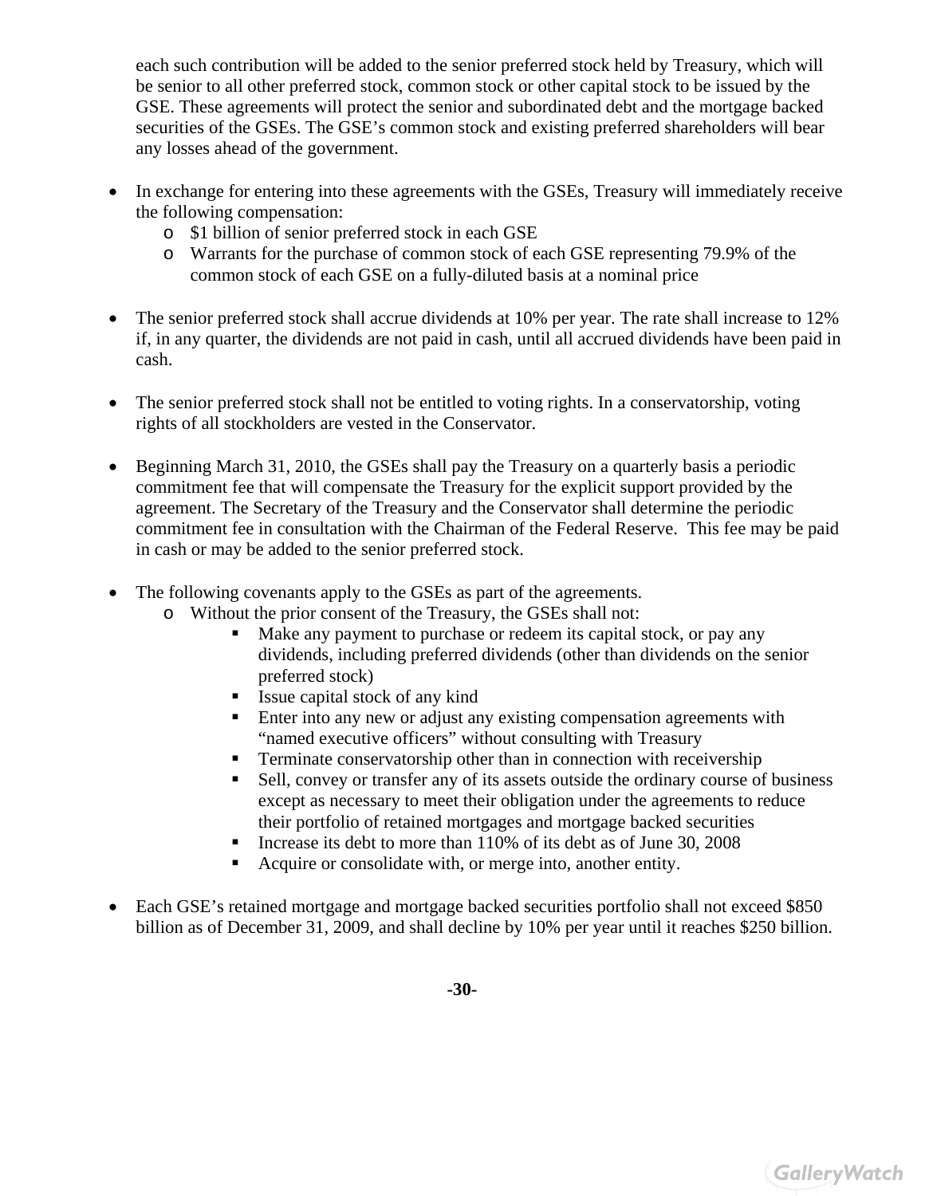each such contribution will be added to the senior preferred stock held by Treasury, which will be senior to all other preferred stock, common stock or other capital stock to be issued by the GSE. These agreements will protect the senior and subordinated debt and the mortgage backed securities of the GSEs. The GSE's common stock and existing preferred shareholders will bear any losses ahead of the government.

- In exchange for entering into these agreements with the GSEs, Treasury will immediately receive the following compensation:
  - $1 billion of senior preferred stock in each GSE
  - Warrants for the purchase of common stock of each GSE representing 79.9% of the common stock of each GSE on a fully-diluted basis at a nominal price

- The senior preferred stock shall accrue dividends at 10% per year. The rate shall increase to 12% if, in any quarter, the dividends are not paid in cash, until all accrued dividends have been paid in cash.

- The senior preferred stock shall not be entitled to voting rights. In a conservatorship, voting rights of all stockholders are vested in the Conservator.

- Beginning March 31, 2010, the GSEs shall pay the Treasury on a quarterly basis a periodic commitment fee that will compensate the Treasury for the explicit support provided by the agreement. The Secretary of the Treasury and the Conservator shall determine the periodic commitment fee in consultation with the Chairman of the Federal Reserve. This fee may be paid in cash or may be added to the senior preferred stock.

- The following covenants apply to the GSEs as part of the agreements.
  - Without the prior consent of the Treasury, the GSEs shall not:
    - Make any payment to purchase or redeem its capital stock, or pay any dividends, including preferred dividends (other than dividends on the senior preferred stock)
    - Issue capital stock of any kind
    - Enter into any new or adjust any existing compensation agreements with "named executive officers" without consulting with Treasury
    - Terminate conservatorship other than in connection with receivership
    - Sell, convey or transfer any of its assets outside the ordinary course of business except as necessary to meet their obligation under the agreements to reduce their portfolio of retained mortgages and mortgage backed securities
    - Increase its debt to more than 110% of its debt as of June 30, 2008
    - Acquire or consolidate with, or merge into, another entity.

- Each GSE's retained mortgage and mortgage backed securities portfolio shall not exceed $850 billion as of December 31, 2009, and shall decline by 10% per year until it reaches $250 billion.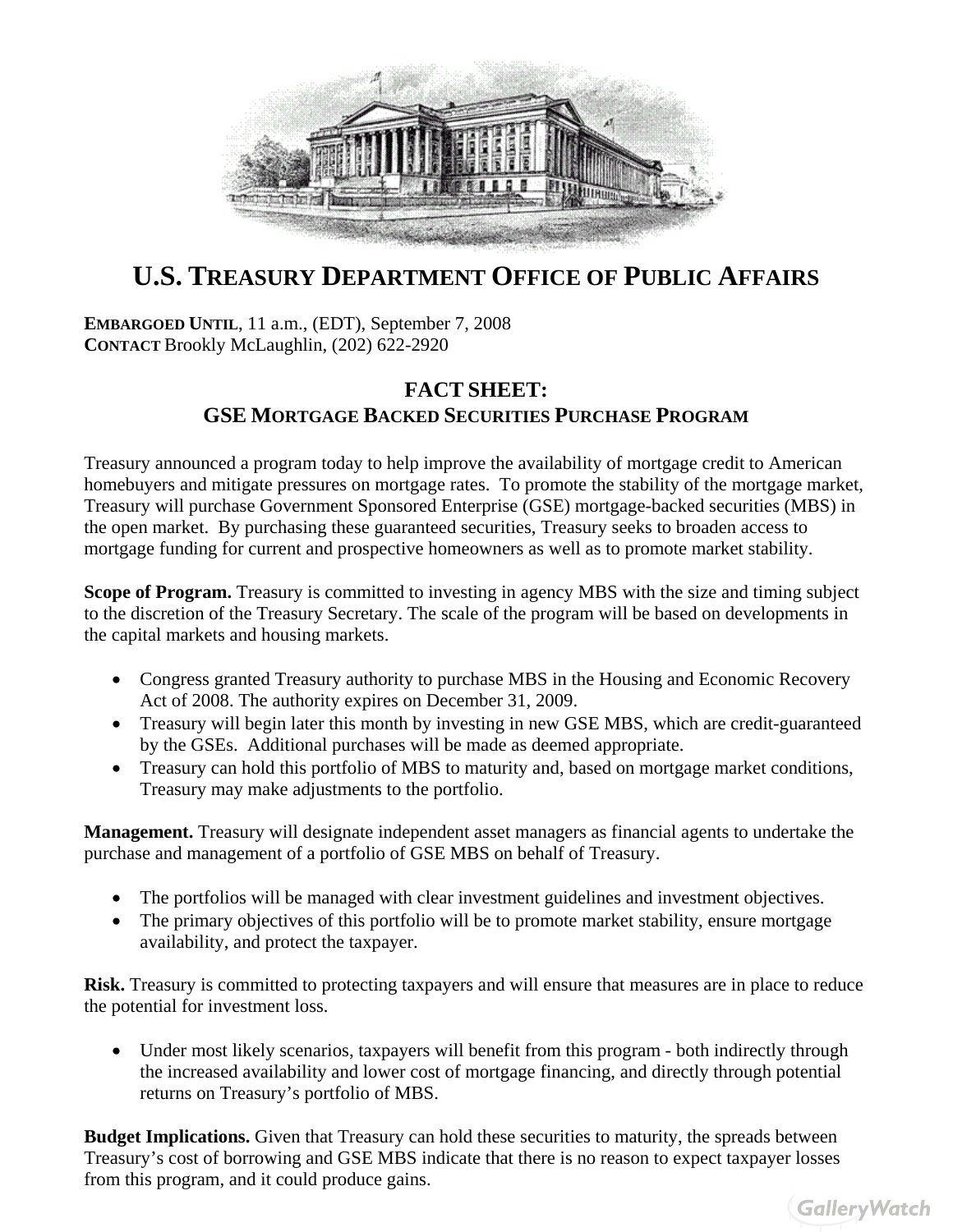# U.S. Treasury Department Office of Public Affairs

**EMBARGOED UNTIL**, 11 a.m., (EDT), September 7, 2008
**CONTACT** Brookly McLaughlin, (202) 622-2920

## FACT SHEET:
## GSE MORTGAGE BACKED SECURITIES PURCHASE PROGRAM

Treasury announced a program today to help improve the availability of mortgage credit to American homebuyers and mitigate pressures on mortgage rates. To promote the stability of the mortgage market, Treasury will purchase Government Sponsored Enterprise (GSE) mortgage-backed securities (MBS) in the open market. By purchasing these guaranteed securities, Treasury seeks to broaden access to mortgage funding for current and prospective homeowners as well as to promote market stability.

**Scope of Program.** Treasury is committed to investing in agency MBS with the size and timing subject to the discretion of the Treasury Secretary. The scale of the program will be based on developments in the capital markets and housing markets.

- Congress granted Treasury authority to purchase MBS in the Housing and Economic Recovery Act of 2008. The authority expires on December 31, 2009.
- Treasury will begin later this month by investing in new GSE MBS, which are credit-guaranteed by the GSEs. Additional purchases will be made as deemed appropriate.
- Treasury can hold this portfolio of MBS to maturity and, based on mortgage market conditions, Treasury may make adjustments to the portfolio.

**Management.** Treasury will designate independent asset managers as financial agents to undertake the purchase and management of a portfolio of GSE MBS on behalf of Treasury.

- The portfolios will be managed with clear investment guidelines and investment objectives.
- The primary objectives of this portfolio will be to promote market stability, ensure mortgage availability, and protect the taxpayer.

**Risk.** Treasury is committed to protecting taxpayers and will ensure that measures are in place to reduce the potential for investment loss.

- Under most likely scenarios, taxpayers will benefit from this program - both indirectly through the increased availability and lower cost of mortgage financing, and directly through potential returns on Treasury's portfolio of MBS.

**Budget Implications.** Given that Treasury can hold these securities to maturity, the spreads between Treasury's cost of borrowing and GSE MBS indicate that there is no reason to expect taxpayer losses from this program, and it could produce gains.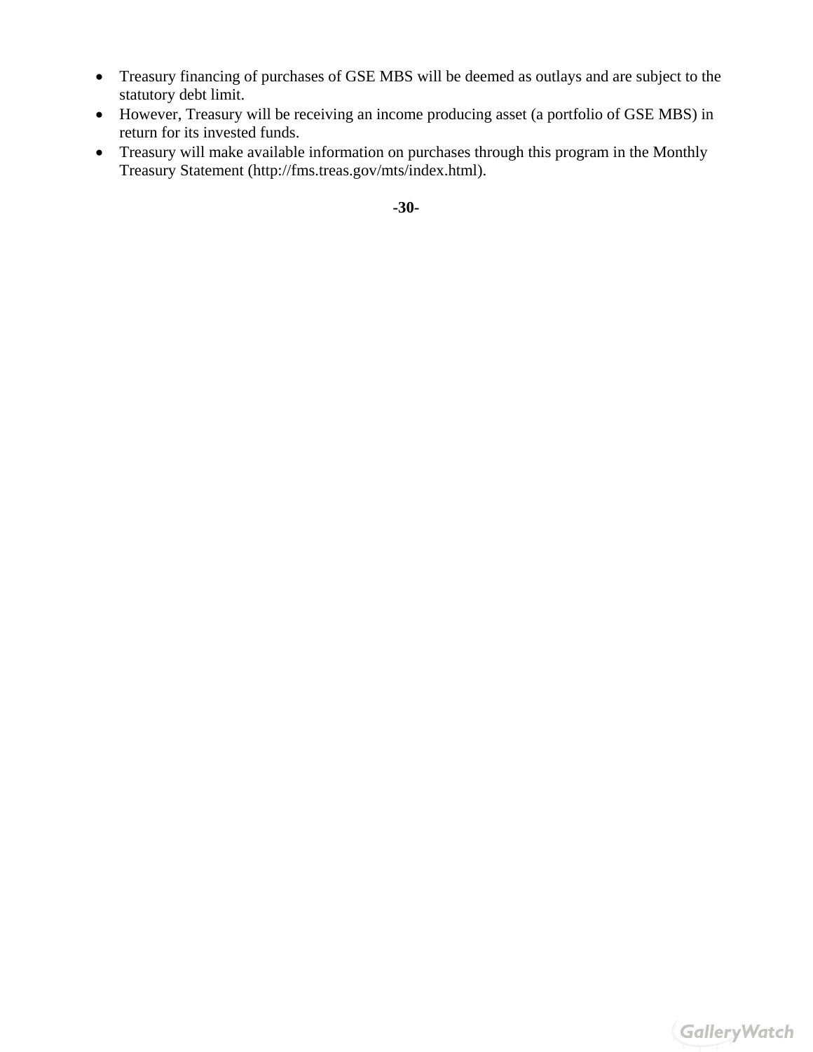- Treasury financing of purchases of GSE MBS will be deemed as outlays and are subject to the statutory debt limit.
- However, Treasury will be receiving an income producing asset (a portfolio of GSE MBS) in return for its invested funds.
- Treasury will make available information on purchases through this program in the Monthly Treasury Statement (http://fms.treas.gov/mts/index.html).

**-30-**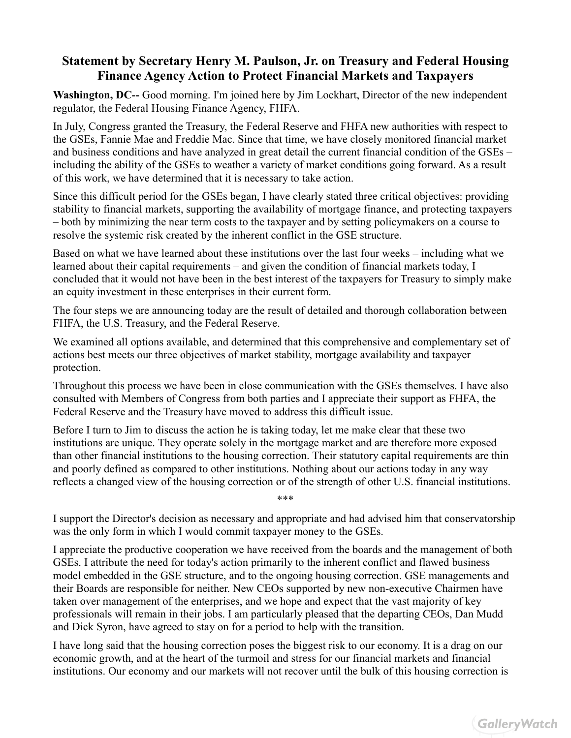## Statement by Secretary Henry M. Paulson, Jr. on Treasury and Federal Housing Finance Agency Action to Protect Financial Markets and Taxpayers

**Washington, DC--** Good morning. I'm joined here by Jim Lockhart, Director of the new independent regulator, the Federal Housing Finance Agency, FHFA.

In July, Congress granted the Treasury, the Federal Reserve and FHFA new authorities with respect to the GSEs, Fannie Mae and Freddie Mac. Since that time, we have closely monitored financial market and business conditions and have analyzed in great detail the current financial condition of the GSEs – including the ability of the GSEs to weather a variety of market conditions going forward. As a result of this work, we have determined that it is necessary to take action.

Since this difficult period for the GSEs began, I have clearly stated three critical objectives: providing stability to financial markets, supporting the availability of mortgage finance, and protecting taxpayers – both by minimizing the near term costs to the taxpayer and by setting policymakers on a course to resolve the systemic risk created by the inherent conflict in the GSE structure.

Based on what we have learned about these institutions over the last four weeks – including what we learned about their capital requirements – and given the condition of financial markets today, I concluded that it would not have been in the best interest of the taxpayers for Treasury to simply make an equity investment in these enterprises in their current form.

The four steps we are announcing today are the result of detailed and thorough collaboration between FHFA, the U.S. Treasury, and the Federal Reserve.

We examined all options available, and determined that this comprehensive and complementary set of actions best meets our three objectives of market stability, mortgage availability and taxpayer protection.

Throughout this process we have been in close communication with the GSEs themselves. I have also consulted with Members of Congress from both parties and I appreciate their support as FHFA, the Federal Reserve and the Treasury have moved to address this difficult issue.

Before I turn to Jim to discuss the action he is taking today, let me make clear that these two institutions are unique. They operate solely in the mortgage market and are therefore more exposed than other financial institutions to the housing correction. Their statutory capital requirements are thin and poorly defined as compared to other institutions. Nothing about our actions today in any way reflects a changed view of the housing correction or of the strength of other U.S. financial institutions.

***

I support the Director's decision as necessary and appropriate and had advised him that conservatorship was the only form in which I would commit taxpayer money to the GSEs.

I appreciate the productive cooperation we have received from the boards and the management of both GSEs. I attribute the need for today's action primarily to the inherent conflict and flawed business model embedded in the GSE structure, and to the ongoing housing correction. GSE managements and their Boards are responsible for neither. New CEOs supported by new non-executive Chairmen have taken over management of the enterprises, and we hope and expect that the vast majority of key professionals will remain in their jobs. I am particularly pleased that the departing CEOs, Dan Mudd and Dick Syron, have agreed to stay on for a period to help with the transition.

I have long said that the housing correction poses the biggest risk to our economy. It is a drag on our economic growth, and at the heart of the turmoil and stress for our financial markets and financial institutions. Our economy and our markets will not recover until the bulk of this housing correction is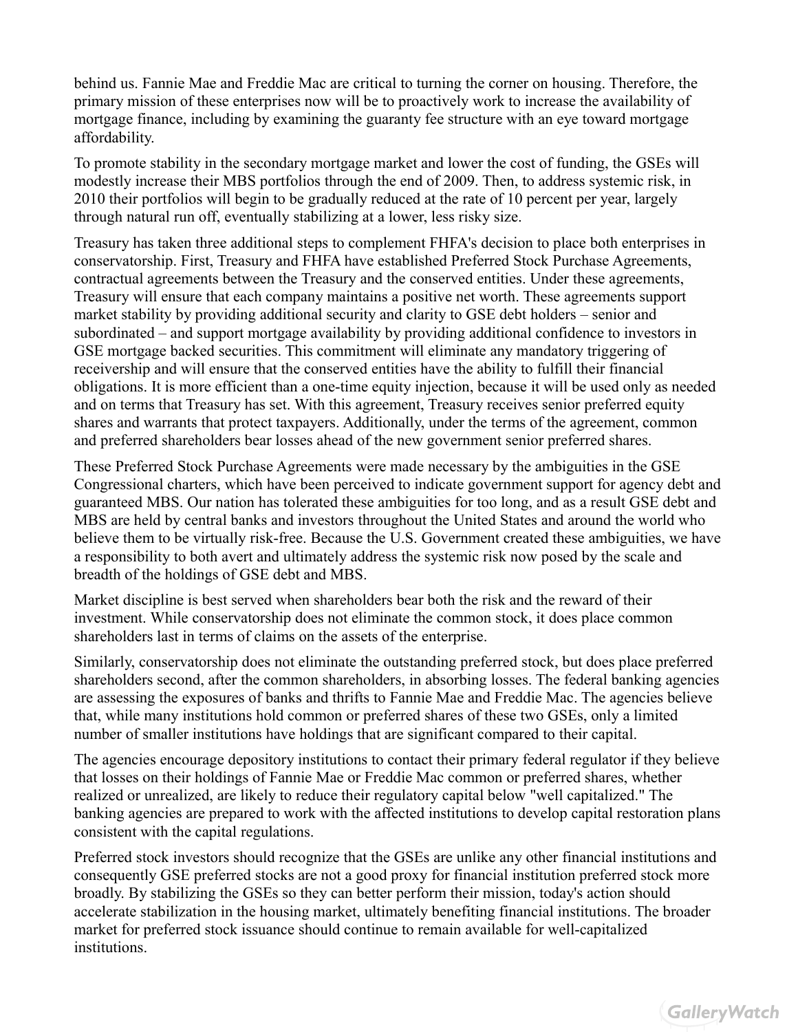behind us. Fannie Mae and Freddie Mac are critical to turning the corner on housing. Therefore, the primary mission of these enterprises now will be to proactively work to increase the availability of mortgage finance, including by examining the guaranty fee structure with an eye toward mortgage affordability.

To promote stability in the secondary mortgage market and lower the cost of funding, the GSEs will modestly increase their MBS portfolios through the end of 2009. Then, to address systemic risk, in 2010 their portfolios will begin to be gradually reduced at the rate of 10 percent per year, largely through natural run off, eventually stabilizing at a lower, less risky size.

Treasury has taken three additional steps to complement FHFA's decision to place both enterprises in conservatorship. First, Treasury and FHFA have established Preferred Stock Purchase Agreements, contractual agreements between the Treasury and the conserved entities. Under these agreements, Treasury will ensure that each company maintains a positive net worth. These agreements support market stability by providing additional security and clarity to GSE debt holders – senior and subordinated – and support mortgage availability by providing additional confidence to investors in GSE mortgage backed securities. This commitment will eliminate any mandatory triggering of receivership and will ensure that the conserved entities have the ability to fulfill their financial obligations. It is more efficient than a one-time equity injection, because it will be used only as needed and on terms that Treasury has set. With this agreement, Treasury receives senior preferred equity shares and warrants that protect taxpayers. Additionally, under the terms of the agreement, common and preferred shareholders bear losses ahead of the new government senior preferred shares.

These Preferred Stock Purchase Agreements were made necessary by the ambiguities in the GSE Congressional charters, which have been perceived to indicate government support for agency debt and guaranteed MBS. Our nation has tolerated these ambiguities for too long, and as a result GSE debt and MBS are held by central banks and investors throughout the United States and around the world who believe them to be virtually risk-free. Because the U.S. Government created these ambiguities, we have a responsibility to both avert and ultimately address the systemic risk now posed by the scale and breadth of the holdings of GSE debt and MBS.

Market discipline is best served when shareholders bear both the risk and the reward of their investment. While conservatorship does not eliminate the common stock, it does place common shareholders last in terms of claims on the assets of the enterprise.

Similarly, conservatorship does not eliminate the outstanding preferred stock, but does place preferred shareholders second, after the common shareholders, in absorbing losses. The federal banking agencies are assessing the exposures of banks and thrifts to Fannie Mae and Freddie Mac. The agencies believe that, while many institutions hold common or preferred shares of these two GSEs, only a limited number of smaller institutions have holdings that are significant compared to their capital.

The agencies encourage depository institutions to contact their primary federal regulator if they believe that losses on their holdings of Fannie Mae or Freddie Mac common or preferred shares, whether realized or unrealized, are likely to reduce their regulatory capital below "well capitalized." The banking agencies are prepared to work with the affected institutions to develop capital restoration plans consistent with the capital regulations.

Preferred stock investors should recognize that the GSEs are unlike any other financial institutions and consequently GSE preferred stocks are not a good proxy for financial institution preferred stock more broadly. By stabilizing the GSEs so they can better perform their mission, today's action should accelerate stabilization in the housing market, ultimately benefiting financial institutions. The broader market for preferred stock issuance should continue to remain available for well-capitalized institutions.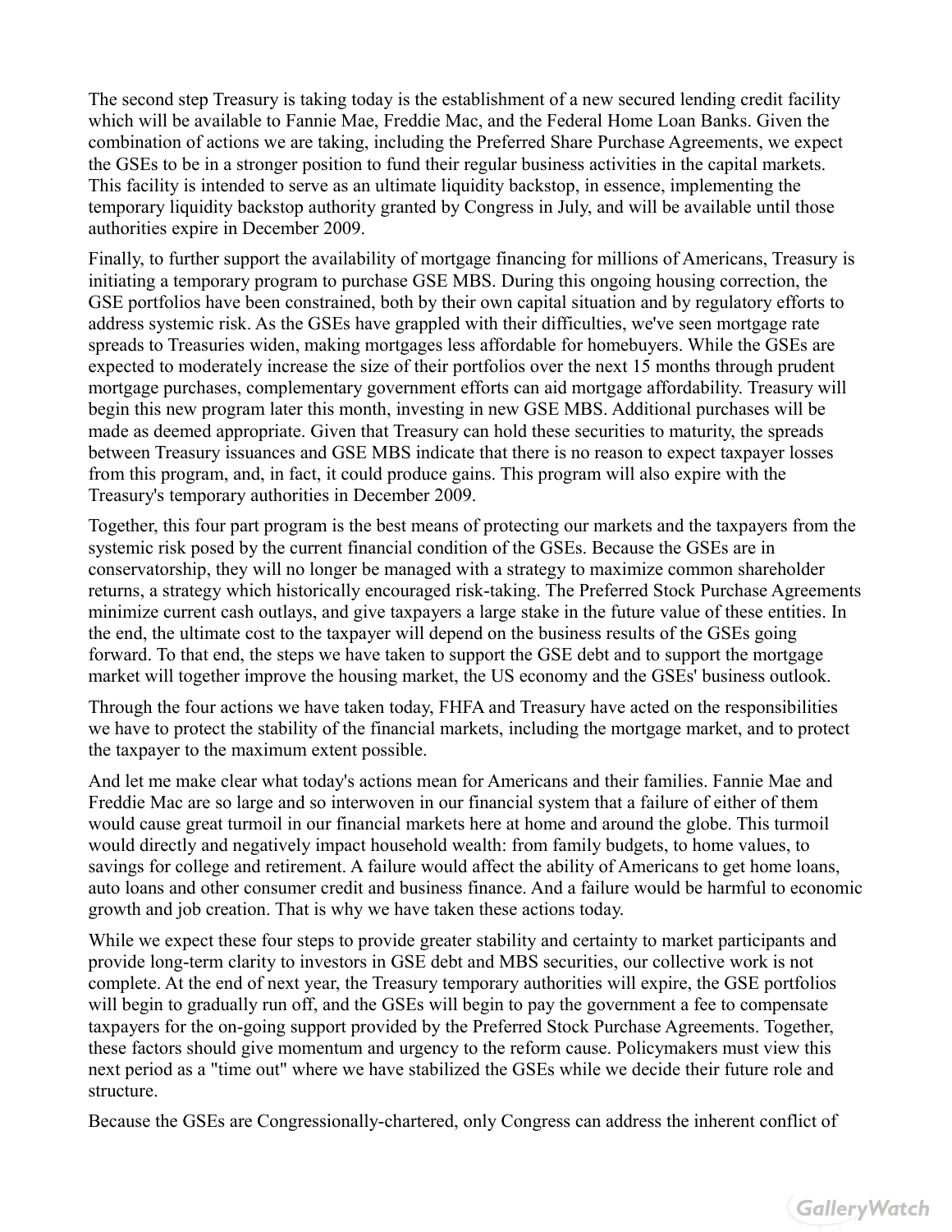The second step Treasury is taking today is the establishment of a new secured lending credit facility which will be available to Fannie Mae, Freddie Mac, and the Federal Home Loan Banks. Given the combination of actions we are taking, including the Preferred Share Purchase Agreements, we expect the GSEs to be in a stronger position to fund their regular business activities in the capital markets. This facility is intended to serve as an ultimate liquidity backstop, in essence, implementing the temporary liquidity backstop authority granted by Congress in July, and will be available until those authorities expire in December 2009.

Finally, to further support the availability of mortgage financing for millions of Americans, Treasury is initiating a temporary program to purchase GSE MBS. During this ongoing housing correction, the GSE portfolios have been constrained, both by their own capital situation and by regulatory efforts to address systemic risk. As the GSEs have grappled with their difficulties, we've seen mortgage rate spreads to Treasuries widen, making mortgages less affordable for homebuyers. While the GSEs are expected to moderately increase the size of their portfolios over the next 15 months through prudent mortgage purchases, complementary government efforts can aid mortgage affordability. Treasury will begin this new program later this month, investing in new GSE MBS. Additional purchases will be made as deemed appropriate. Given that Treasury can hold these securities to maturity, the spreads between Treasury issuances and GSE MBS indicate that there is no reason to expect taxpayer losses from this program, and, in fact, it could produce gains. This program will also expire with the Treasury's temporary authorities in December 2009.

Together, this four part program is the best means of protecting our markets and the taxpayers from the systemic risk posed by the current financial condition of the GSEs. Because the GSEs are in conservatorship, they will no longer be managed with a strategy to maximize common shareholder returns, a strategy which historically encouraged risk-taking. The Preferred Stock Purchase Agreements minimize current cash outlays, and give taxpayers a large stake in the future value of these entities. In the end, the ultimate cost to the taxpayer will depend on the business results of the GSEs going forward. To that end, the steps we have taken to support the GSE debt and to support the mortgage market will together improve the housing market, the US economy and the GSEs' business outlook.

Through the four actions we have taken today, FHFA and Treasury have acted on the responsibilities we have to protect the stability of the financial markets, including the mortgage market, and to protect the taxpayer to the maximum extent possible.

And let me make clear what today's actions mean for Americans and their families. Fannie Mae and Freddie Mac are so large and so interwoven in our financial system that a failure of either of them would cause great turmoil in our financial markets here at home and around the globe. This turmoil would directly and negatively impact household wealth: from family budgets, to home values, to savings for college and retirement. A failure would affect the ability of Americans to get home loans, auto loans and other consumer credit and business finance. And a failure would be harmful to economic growth and job creation. That is why we have taken these actions today.

While we expect these four steps to provide greater stability and certainty to market participants and provide long-term clarity to investors in GSE debt and MBS securities, our collective work is not complete. At the end of next year, the Treasury temporary authorities will expire, the GSE portfolios will begin to gradually run off, and the GSEs will begin to pay the government a fee to compensate taxpayers for the on-going support provided by the Preferred Stock Purchase Agreements. Together, these factors should give momentum and urgency to the reform cause. Policymakers must view this next period as a "time out" where we have stabilized the GSEs while we decide their future role and structure.

Because the GSEs are Congressionally-chartered, only Congress can address the inherent conflict of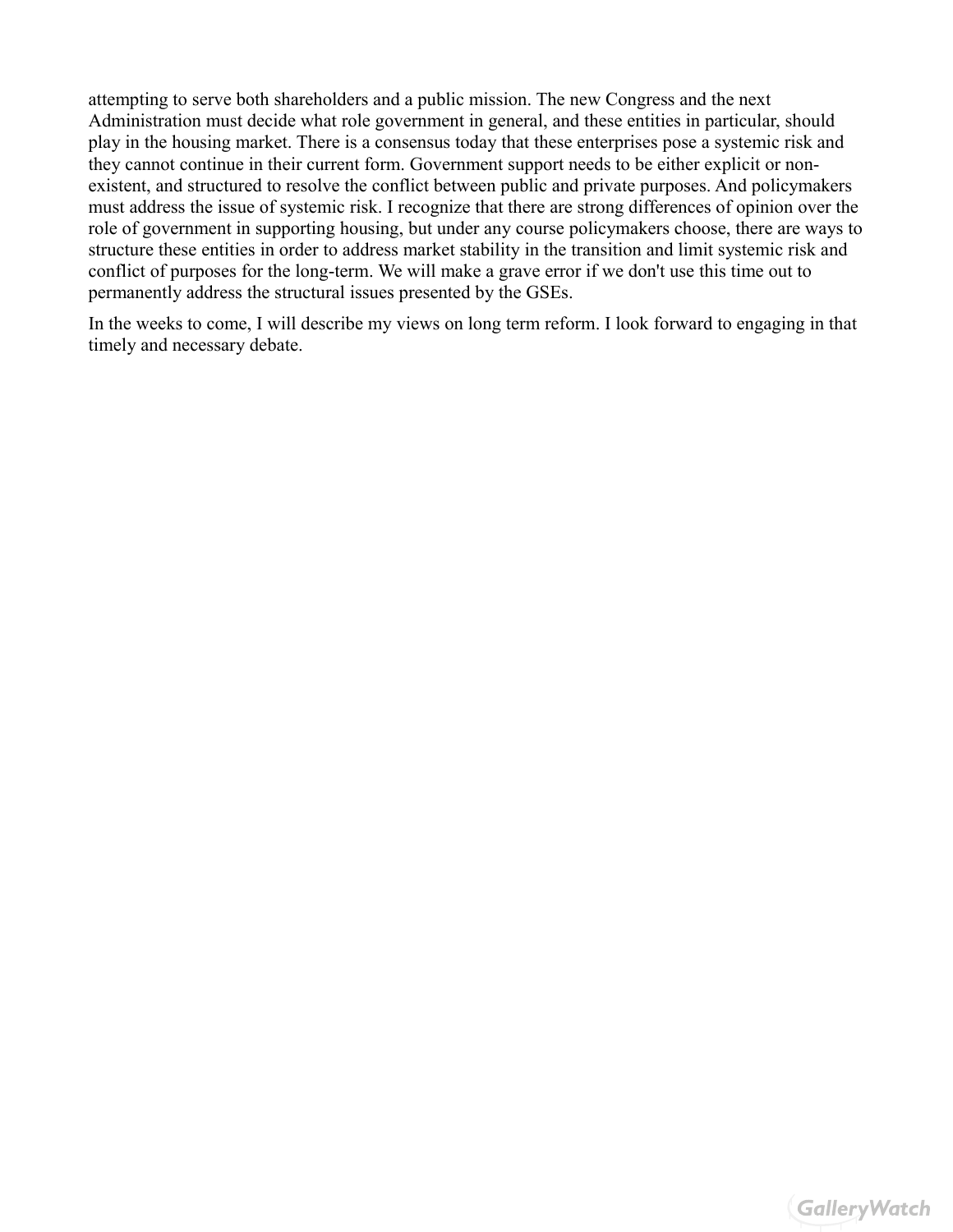attempting to serve both shareholders and a public mission. The new Congress and the next Administration must decide what role government in general, and these entities in particular, should play in the housing market. There is a consensus today that these enterprises pose a systemic risk and they cannot continue in their current form. Government support needs to be either explicit or non-existent, and structured to resolve the conflict between public and private purposes. And policymakers must address the issue of systemic risk. I recognize that there are strong differences of opinion over the role of government in supporting housing, but under any course policymakers choose, there are ways to structure these entities in order to address market stability in the transition and limit systemic risk and conflict of purposes for the long-term. We will make a grave error if we don't use this time out to permanently address the structural issues presented by the GSEs.

In the weeks to come, I will describe my views on long term reform. I look forward to engaging in that timely and necessary debate.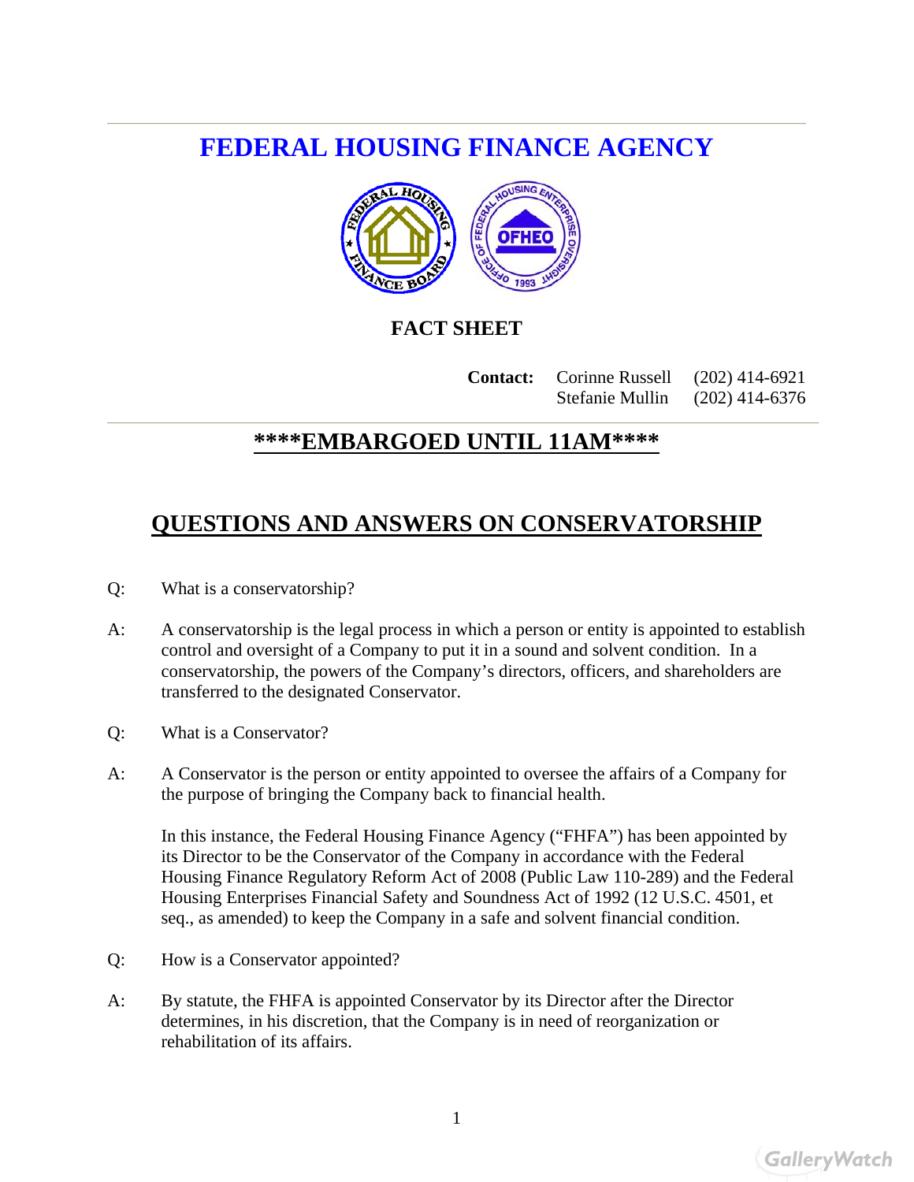# FEDERAL HOUSING FINANCE AGENCY

## FACT SHEET

**Contact:** Corinne Russell (202) 414-6921
Stefanie Mullin (202) 414-6376

## ****EMBARGOED UNTIL 11AM****

## QUESTIONS AND ANSWERS ON CONSERVATORSHIP

Q: What is a conservatorship?

A: A conservatorship is the legal process in which a person or entity is appointed to establish control and oversight of a Company to put it in a sound and solvent condition. In a conservatorship, the powers of the Company's directors, officers, and shareholders are transferred to the designated Conservator.

Q: What is a Conservator?

A: A Conservator is the person or entity appointed to oversee the affairs of a Company for the purpose of bringing the Company back to financial health.

In this instance, the Federal Housing Finance Agency ("FHFA") has been appointed by its Director to be the Conservator of the Company in accordance with the Federal Housing Finance Regulatory Reform Act of 2008 (Public Law 110-289) and the Federal Housing Enterprises Financial Safety and Soundness Act of 1992 (12 U.S.C. 4501, et seq., as amended) to keep the Company in a safe and solvent financial condition.

Q: How is a Conservator appointed?

A: By statute, the FHFA is appointed Conservator by its Director after the Director determines, in his discretion, that the Company is in need of reorganization or rehabilitation of its affairs.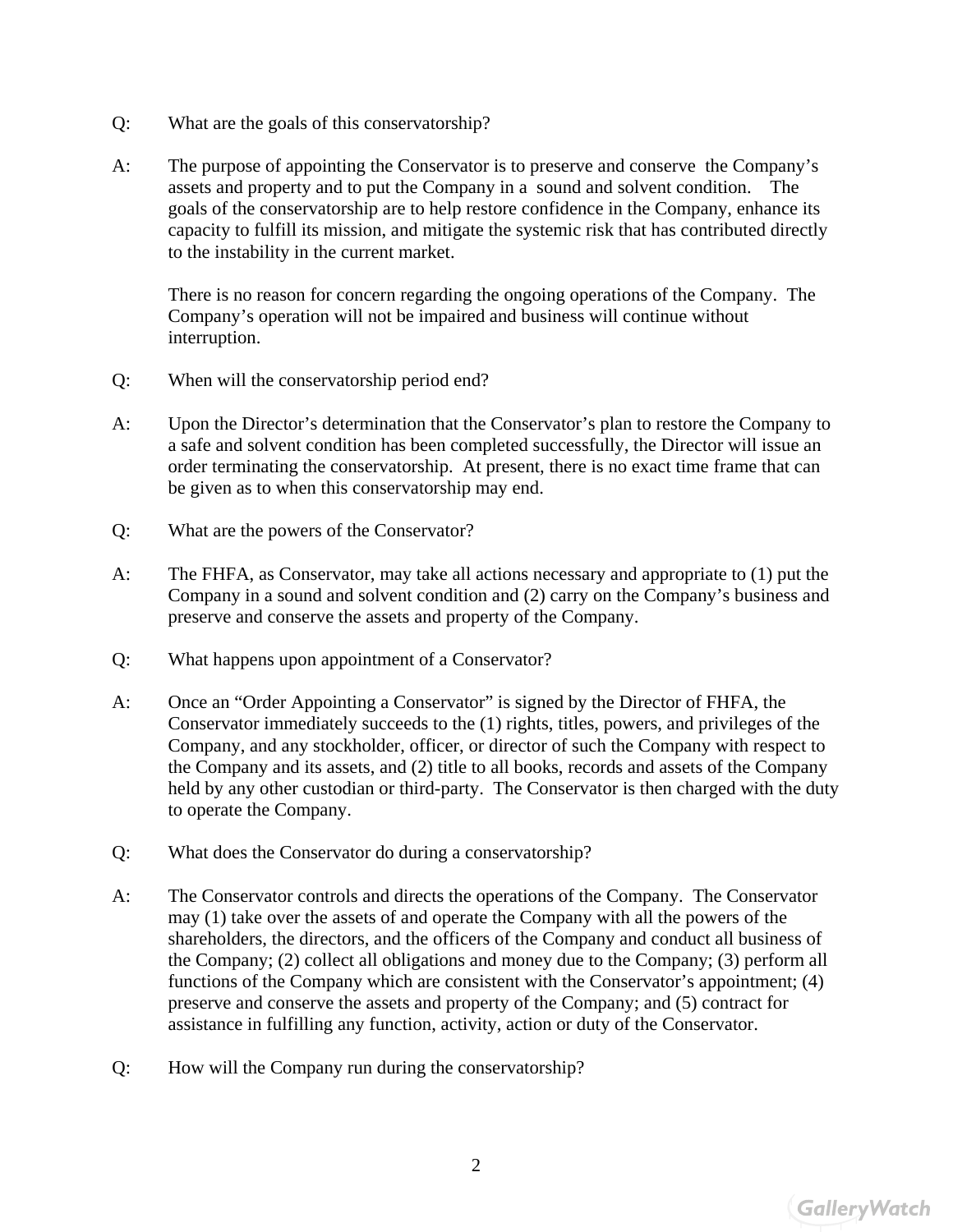Q: What are the goals of this conservatorship?

A: The purpose of appointing the Conservator is to preserve and conserve the Company's assets and property and to put the Company in a sound and solvent condition. The goals of the conservatorship are to help restore confidence in the Company, enhance its capacity to fulfill its mission, and mitigate the systemic risk that has contributed directly to the instability in the current market.

There is no reason for concern regarding the ongoing operations of the Company. The Company's operation will not be impaired and business will continue without interruption.

Q: When will the conservatorship period end?

A: Upon the Director's determination that the Conservator's plan to restore the Company to a safe and solvent condition has been completed successfully, the Director will issue an order terminating the conservatorship. At present, there is no exact time frame that can be given as to when this conservatorship may end.

Q: What are the powers of the Conservator?

A: The FHFA, as Conservator, may take all actions necessary and appropriate to (1) put the Company in a sound and solvent condition and (2) carry on the Company's business and preserve and conserve the assets and property of the Company.

Q: What happens upon appointment of a Conservator?

A: Once an "Order Appointing a Conservator" is signed by the Director of FHFA, the Conservator immediately succeeds to the (1) rights, titles, powers, and privileges of the Company, and any stockholder, officer, or director of such the Company with respect to the Company and its assets, and (2) title to all books, records and assets of the Company held by any other custodian or third-party. The Conservator is then charged with the duty to operate the Company.

Q: What does the Conservator do during a conservatorship?

A: The Conservator controls and directs the operations of the Company. The Conservator may (1) take over the assets of and operate the Company with all the powers of the shareholders, the directors, and the officers of the Company and conduct all business of the Company; (2) collect all obligations and money due to the Company; (3) perform all functions of the Company which are consistent with the Conservator's appointment; (4) preserve and conserve the assets and property of the Company; and (5) contract for assistance in fulfilling any function, activity, action or duty of the Conservator.

Q: How will the Company run during the conservatorship?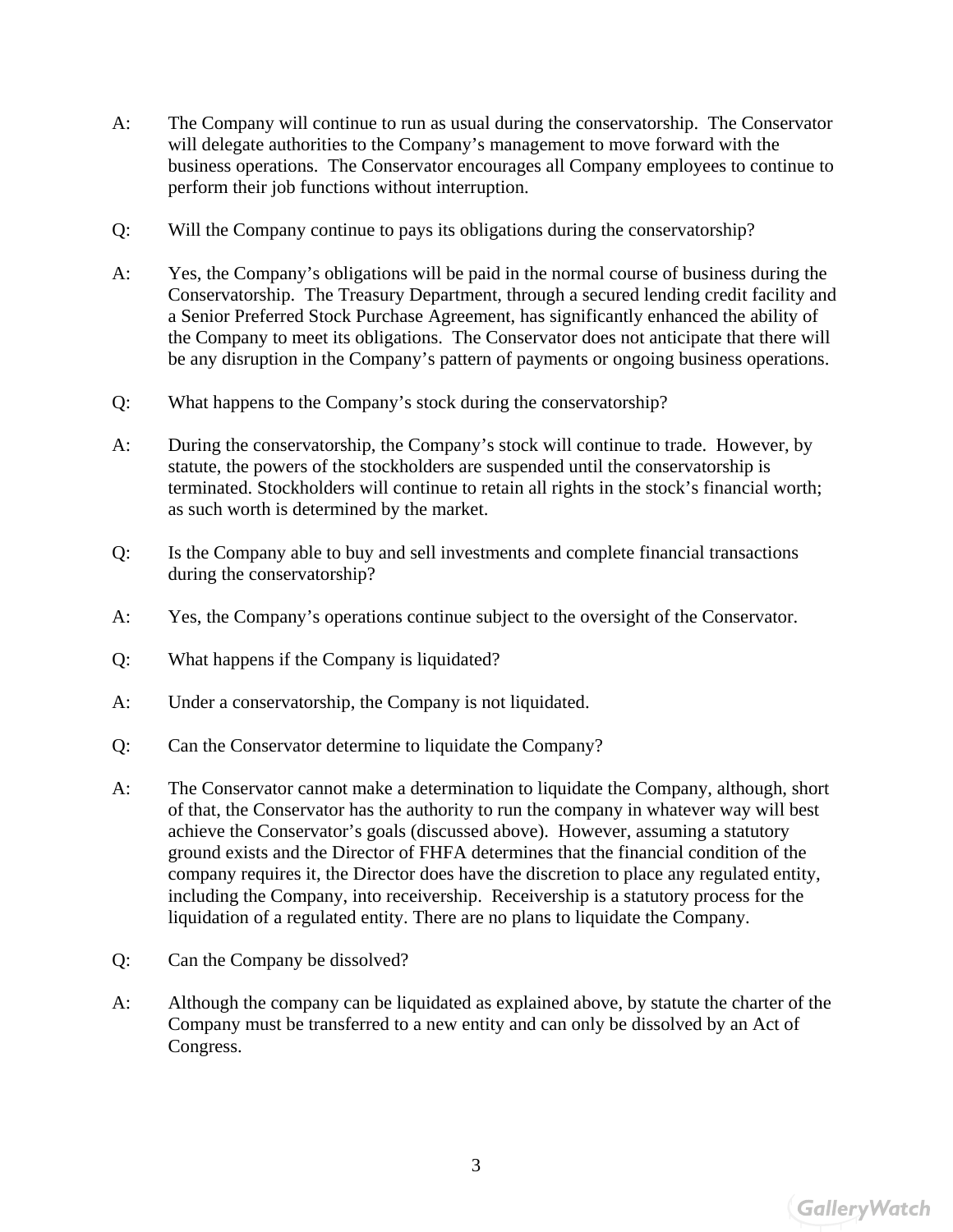A: The Company will continue to run as usual during the conservatorship. The Conservator will delegate authorities to the Company's management to move forward with the business operations. The Conservator encourages all Company employees to continue to perform their job functions without interruption.

Q: Will the Company continue to pays its obligations during the conservatorship?

A: Yes, the Company's obligations will be paid in the normal course of business during the Conservatorship. The Treasury Department, through a secured lending credit facility and a Senior Preferred Stock Purchase Agreement, has significantly enhanced the ability of the Company to meet its obligations. The Conservator does not anticipate that there will be any disruption in the Company's pattern of payments or ongoing business operations.

Q: What happens to the Company's stock during the conservatorship?

A: During the conservatorship, the Company's stock will continue to trade. However, by statute, the powers of the stockholders are suspended until the conservatorship is terminated. Stockholders will continue to retain all rights in the stock's financial worth; as such worth is determined by the market.

Q: Is the Company able to buy and sell investments and complete financial transactions during the conservatorship?

A: Yes, the Company's operations continue subject to the oversight of the Conservator.

Q: What happens if the Company is liquidated?

A: Under a conservatorship, the Company is not liquidated.

Q: Can the Conservator determine to liquidate the Company?

A: The Conservator cannot make a determination to liquidate the Company, although, short of that, the Conservator has the authority to run the company in whatever way will best achieve the Conservator's goals (discussed above). However, assuming a statutory ground exists and the Director of FHFA determines that the financial condition of the company requires it, the Director does have the discretion to place any regulated entity, including the Company, into receivership. Receivership is a statutory process for the liquidation of a regulated entity. There are no plans to liquidate the Company.

Q: Can the Company be dissolved?

A: Although the company can be liquidated as explained above, by statute the charter of the Company must be transferred to a new entity and can only be dissolved by an Act of Congress.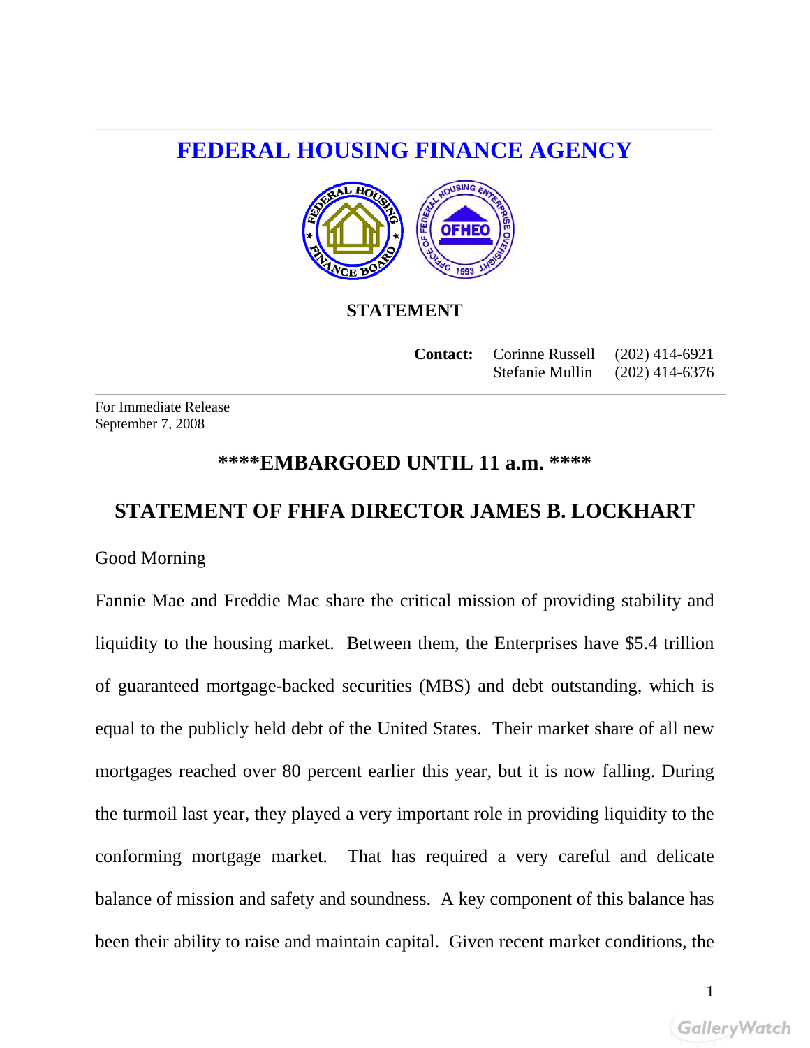# FEDERAL HOUSING FINANCE AGENCY

**STATEMENT**

| | | |
|---|---|---|
| **Contact:** | Corinne Russell | (202) 414-6921 |
| | Stefanie Mullin | (202) 414-6376 |

For Immediate Release
September 7, 2008

## ****EMBARGOED UNTIL 11 a.m. ****

## STATEMENT OF FHFA DIRECTOR JAMES B. LOCKHART

Good Morning

Fannie Mae and Freddie Mac share the critical mission of providing stability and liquidity to the housing market. Between them, the Enterprises have $5.4 trillion of guaranteed mortgage-backed securities (MBS) and debt outstanding, which is equal to the publicly held debt of the United States. Their market share of all new mortgages reached over 80 percent earlier this year, but it is now falling. During the turmoil last year, they played a very important role in providing liquidity to the conforming mortgage market. That has required a very careful and delicate balance of mission and safety and soundness. A key component of this balance has been their ability to raise and maintain capital. Given recent market conditions, the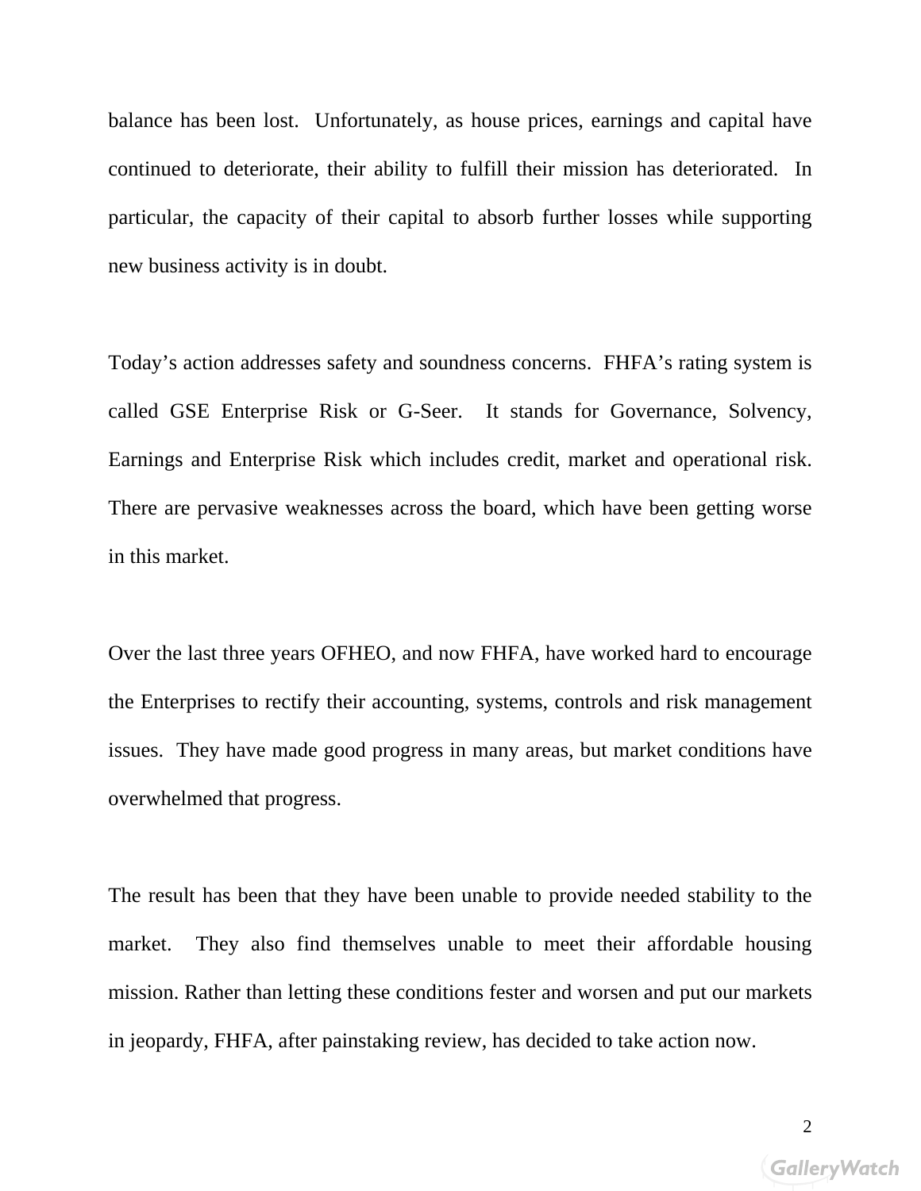balance has been lost. Unfortunately, as house prices, earnings and capital have continued to deteriorate, their ability to fulfill their mission has deteriorated. In particular, the capacity of their capital to absorb further losses while supporting new business activity is in doubt.

Today's action addresses safety and soundness concerns. FHFA's rating system is called GSE Enterprise Risk or G-Seer. It stands for Governance, Solvency, Earnings and Enterprise Risk which includes credit, market and operational risk. There are pervasive weaknesses across the board, which have been getting worse in this market.

Over the last three years OFHEO, and now FHFA, have worked hard to encourage the Enterprises to rectify their accounting, systems, controls and risk management issues. They have made good progress in many areas, but market conditions have overwhelmed that progress.

The result has been that they have been unable to provide needed stability to the market. They also find themselves unable to meet their affordable housing mission. Rather than letting these conditions fester and worsen and put our markets in jeopardy, FHFA, after painstaking review, has decided to take action now.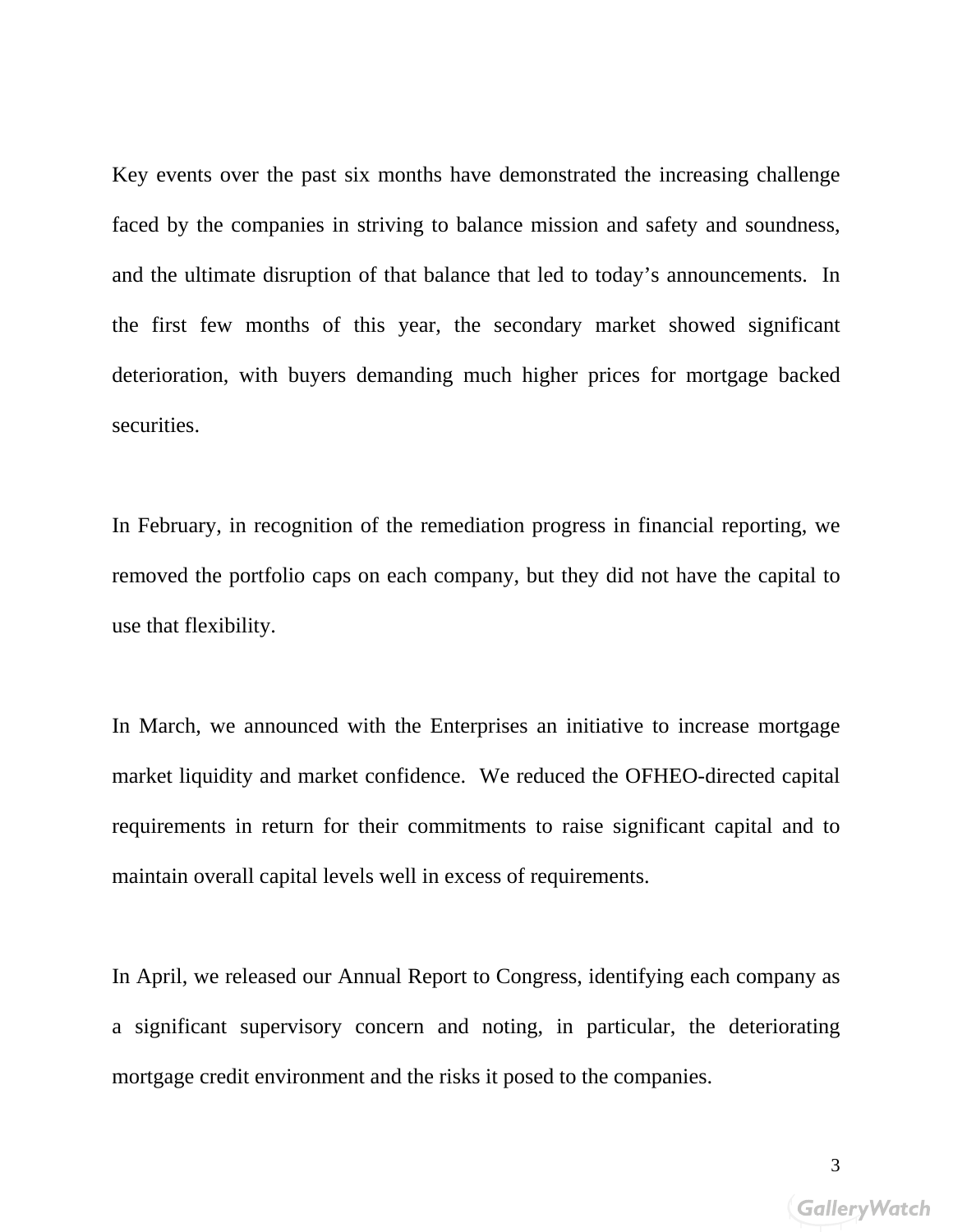Key events over the past six months have demonstrated the increasing challenge faced by the companies in striving to balance mission and safety and soundness, and the ultimate disruption of that balance that led to today's announcements. In the first few months of this year, the secondary market showed significant deterioration, with buyers demanding much higher prices for mortgage backed securities.

In February, in recognition of the remediation progress in financial reporting, we removed the portfolio caps on each company, but they did not have the capital to use that flexibility.

In March, we announced with the Enterprises an initiative to increase mortgage market liquidity and market confidence. We reduced the OFHEO-directed capital requirements in return for their commitments to raise significant capital and to maintain overall capital levels well in excess of requirements.

In April, we released our Annual Report to Congress, identifying each company as a significant supervisory concern and noting, in particular, the deteriorating mortgage credit environment and the risks it posed to the companies.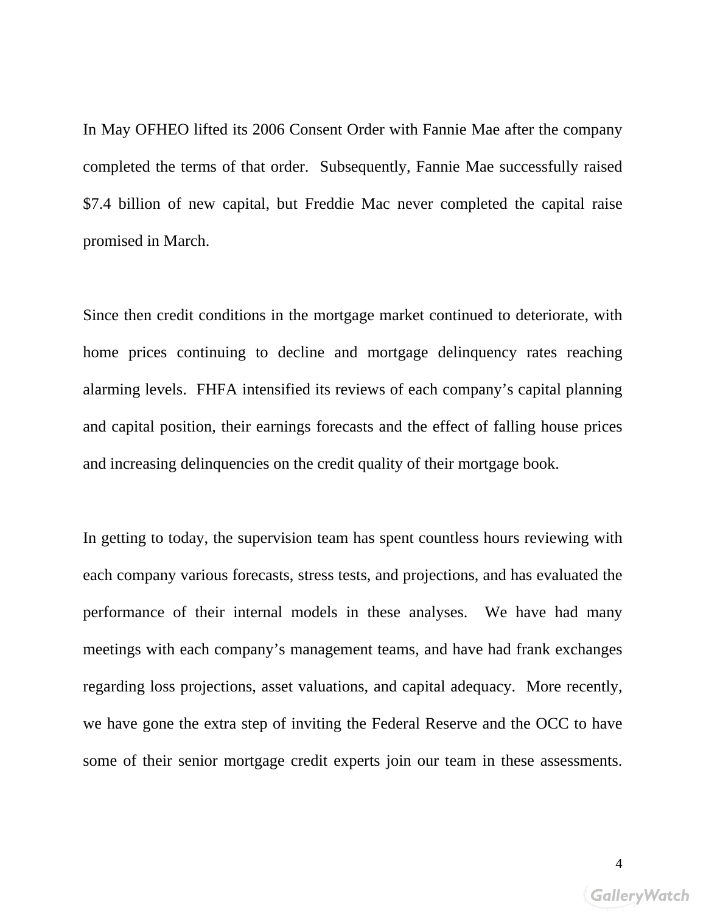In May OFHEO lifted its 2006 Consent Order with Fannie Mae after the company completed the terms of that order. Subsequently, Fannie Mae successfully raised $7.4 billion of new capital, but Freddie Mac never completed the capital raise promised in March.

Since then credit conditions in the mortgage market continued to deteriorate, with home prices continuing to decline and mortgage delinquency rates reaching alarming levels. FHFA intensified its reviews of each company's capital planning and capital position, their earnings forecasts and the effect of falling house prices and increasing delinquencies on the credit quality of their mortgage book.

In getting to today, the supervision team has spent countless hours reviewing with each company various forecasts, stress tests, and projections, and has evaluated the performance of their internal models in these analyses. We have had many meetings with each company's management teams, and have had frank exchanges regarding loss projections, asset valuations, and capital adequacy. More recently, we have gone the extra step of inviting the Federal Reserve and the OCC to have some of their senior mortgage credit experts join our team in these assessments.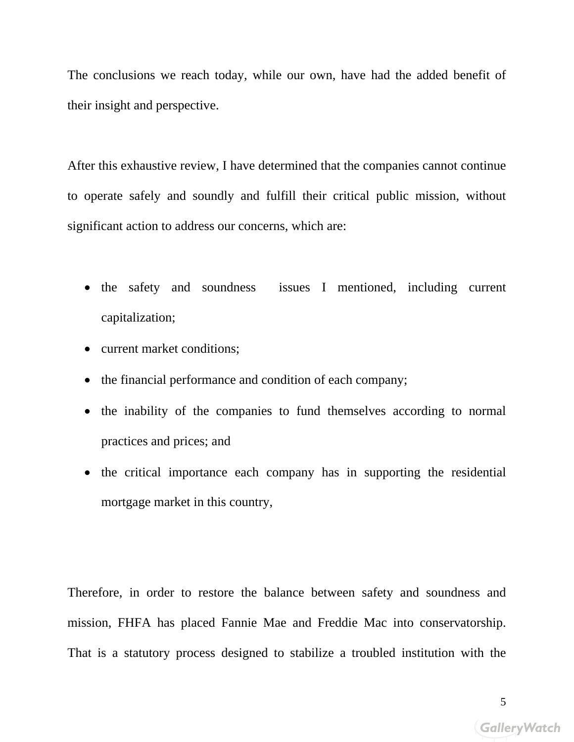The conclusions we reach today, while our own, have had the added benefit of their insight and perspective.

After this exhaustive review, I have determined that the companies cannot continue to operate safely and soundly and fulfill their critical public mission, without significant action to address our concerns, which are:

- the safety and soundness issues I mentioned, including current capitalization;
- current market conditions;
- the financial performance and condition of each company;
- the inability of the companies to fund themselves according to normal practices and prices; and
- the critical importance each company has in supporting the residential mortgage market in this country,

Therefore, in order to restore the balance between safety and soundness and mission, FHFA has placed Fannie Mae and Freddie Mac into conservatorship. That is a statutory process designed to stabilize a troubled institution with the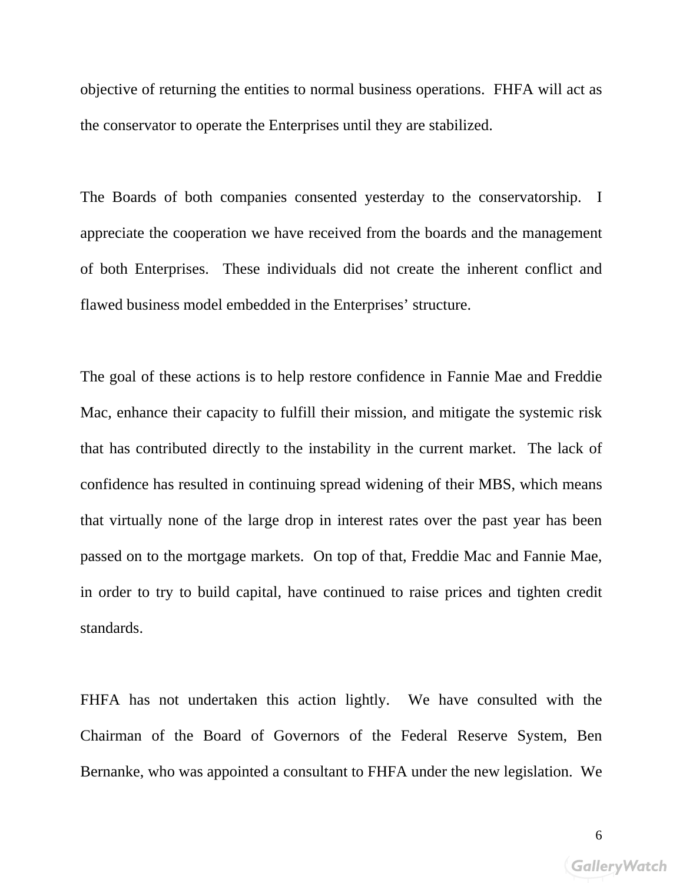objective of returning the entities to normal business operations. FHFA will act as the conservator to operate the Enterprises until they are stabilized.

The Boards of both companies consented yesterday to the conservatorship. I appreciate the cooperation we have received from the boards and the management of both Enterprises. These individuals did not create the inherent conflict and flawed business model embedded in the Enterprises' structure.

The goal of these actions is to help restore confidence in Fannie Mae and Freddie Mac, enhance their capacity to fulfill their mission, and mitigate the systemic risk that has contributed directly to the instability in the current market. The lack of confidence has resulted in continuing spread widening of their MBS, which means that virtually none of the large drop in interest rates over the past year has been passed on to the mortgage markets. On top of that, Freddie Mac and Fannie Mae, in order to try to build capital, have continued to raise prices and tighten credit standards.

FHFA has not undertaken this action lightly. We have consulted with the Chairman of the Board of Governors of the Federal Reserve System, Ben Bernanke, who was appointed a consultant to FHFA under the new legislation. We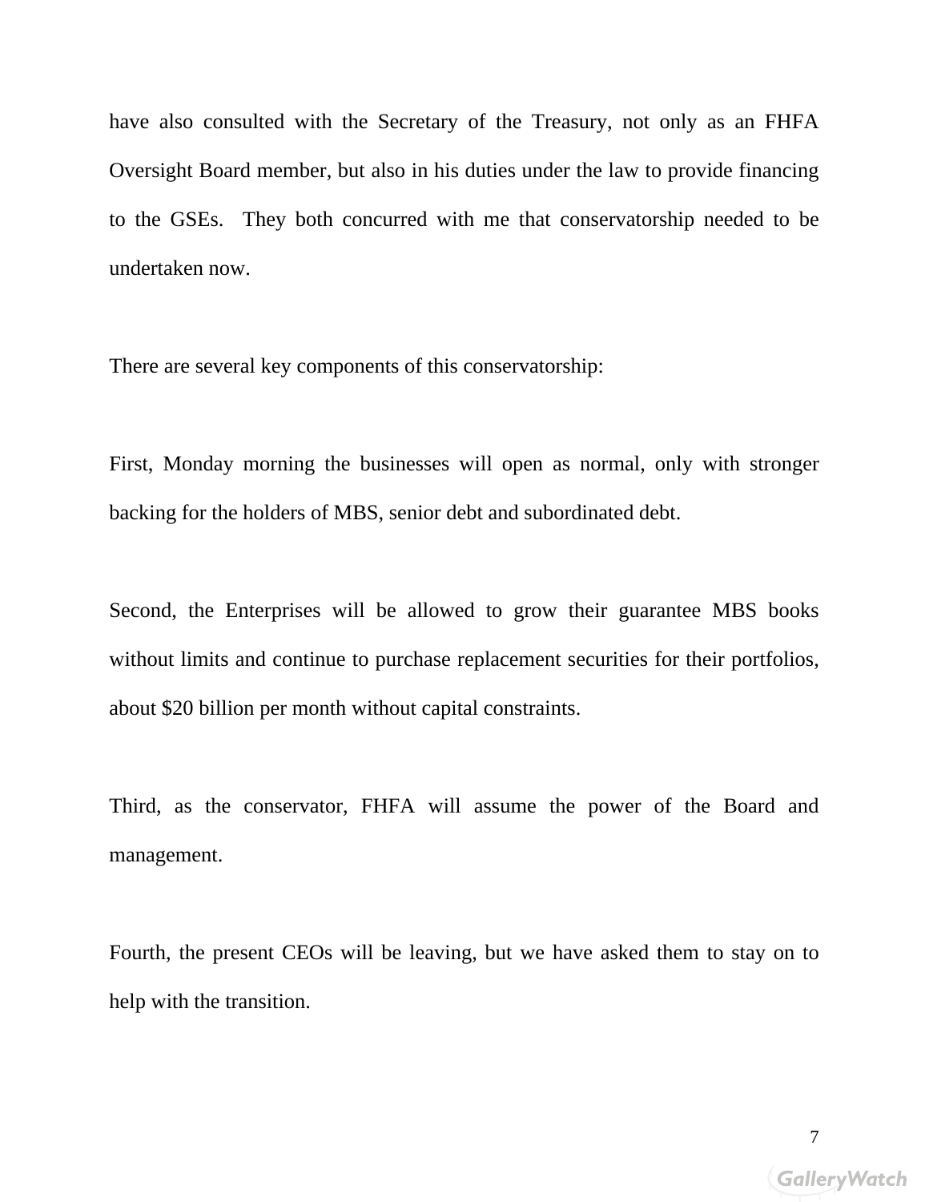have also consulted with the Secretary of the Treasury, not only as an FHFA Oversight Board member, but also in his duties under the law to provide financing to the GSEs. They both concurred with me that conservatorship needed to be undertaken now.

There are several key components of this conservatorship:

First, Monday morning the businesses will open as normal, only with stronger backing for the holders of MBS, senior debt and subordinated debt.

Second, the Enterprises will be allowed to grow their guarantee MBS books without limits and continue to purchase replacement securities for their portfolios, about $20 billion per month without capital constraints.

Third, as the conservator, FHFA will assume the power of the Board and management.

Fourth, the present CEOs will be leaving, but we have asked them to stay on to help with the transition.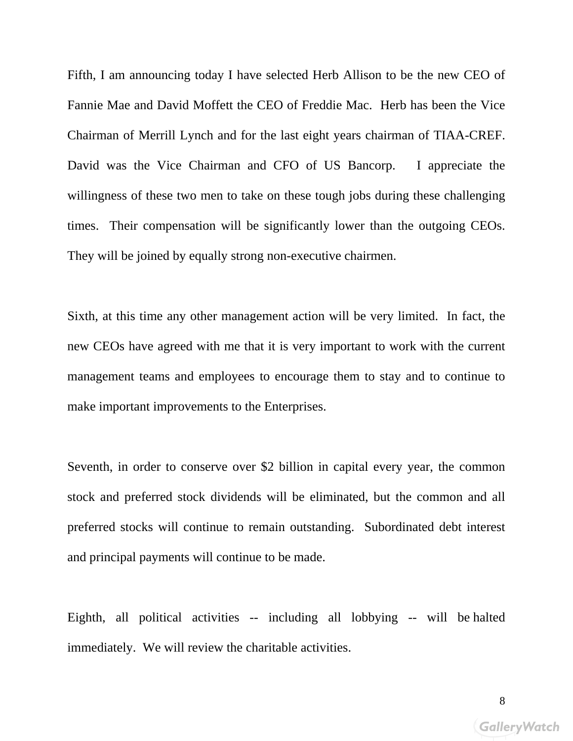Fifth, I am announcing today I have selected Herb Allison to be the new CEO of Fannie Mae and David Moffett the CEO of Freddie Mac. Herb has been the Vice Chairman of Merrill Lynch and for the last eight years chairman of TIAA-CREF. David was the Vice Chairman and CFO of US Bancorp. I appreciate the willingness of these two men to take on these tough jobs during these challenging times. Their compensation will be significantly lower than the outgoing CEOs. They will be joined by equally strong non-executive chairmen.

Sixth, at this time any other management action will be very limited. In fact, the new CEOs have agreed with me that it is very important to work with the current management teams and employees to encourage them to stay and to continue to make important improvements to the Enterprises.

Seventh, in order to conserve over $2 billion in capital every year, the common stock and preferred stock dividends will be eliminated, but the common and all preferred stocks will continue to remain outstanding. Subordinated debt interest and principal payments will continue to be made.

Eighth, all political activities -- including all lobbying -- will be halted immediately. We will review the charitable activities.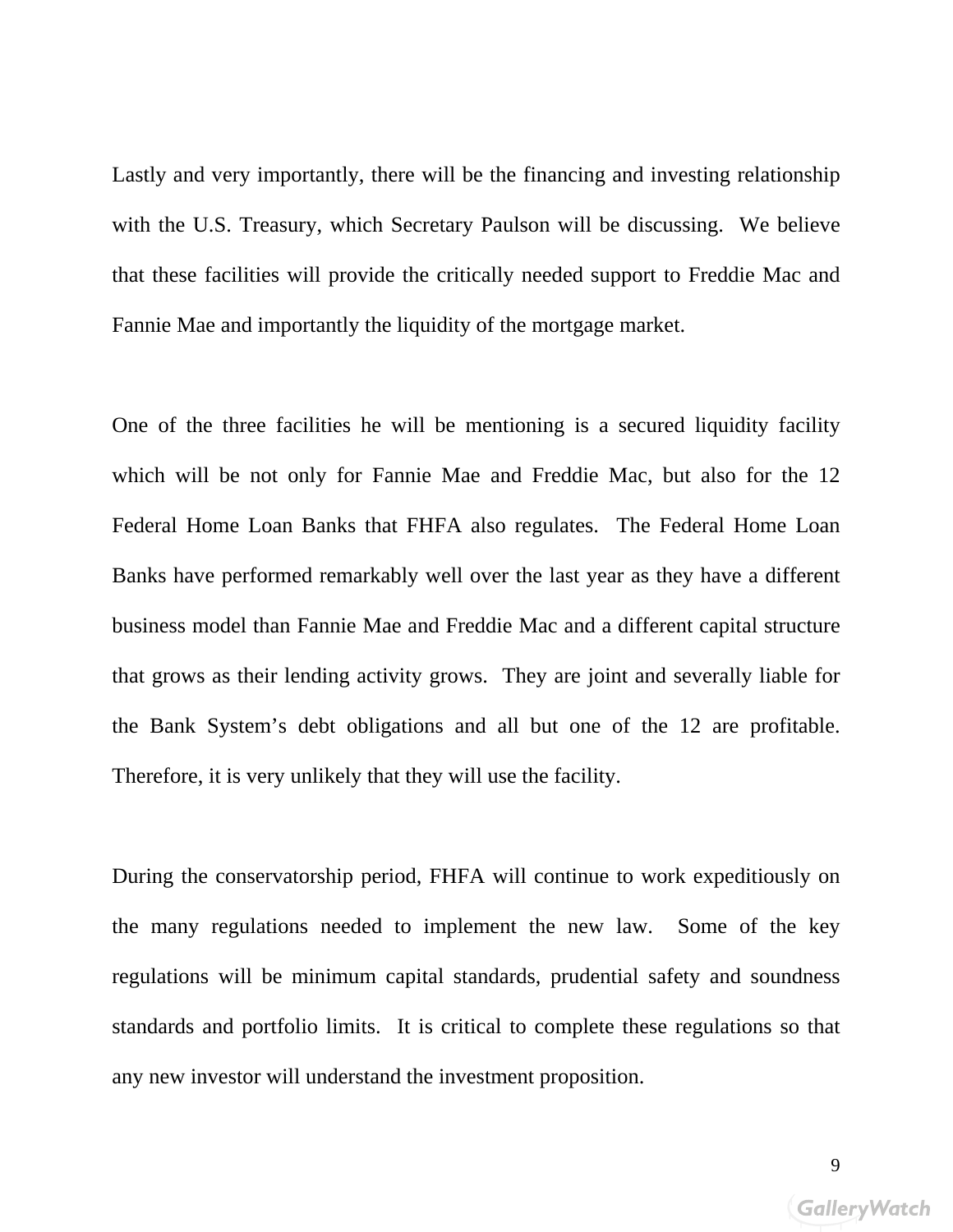Lastly and very importantly, there will be the financing and investing relationship with the U.S. Treasury, which Secretary Paulson will be discussing. We believe that these facilities will provide the critically needed support to Freddie Mac and Fannie Mae and importantly the liquidity of the mortgage market.

One of the three facilities he will be mentioning is a secured liquidity facility which will be not only for Fannie Mae and Freddie Mac, but also for the 12 Federal Home Loan Banks that FHFA also regulates. The Federal Home Loan Banks have performed remarkably well over the last year as they have a different business model than Fannie Mae and Freddie Mac and a different capital structure that grows as their lending activity grows. They are joint and severally liable for the Bank System's debt obligations and all but one of the 12 are profitable. Therefore, it is very unlikely that they will use the facility.

During the conservatorship period, FHFA will continue to work expeditiously on the many regulations needed to implement the new law. Some of the key regulations will be minimum capital standards, prudential safety and soundness standards and portfolio limits. It is critical to complete these regulations so that any new investor will understand the investment proposition.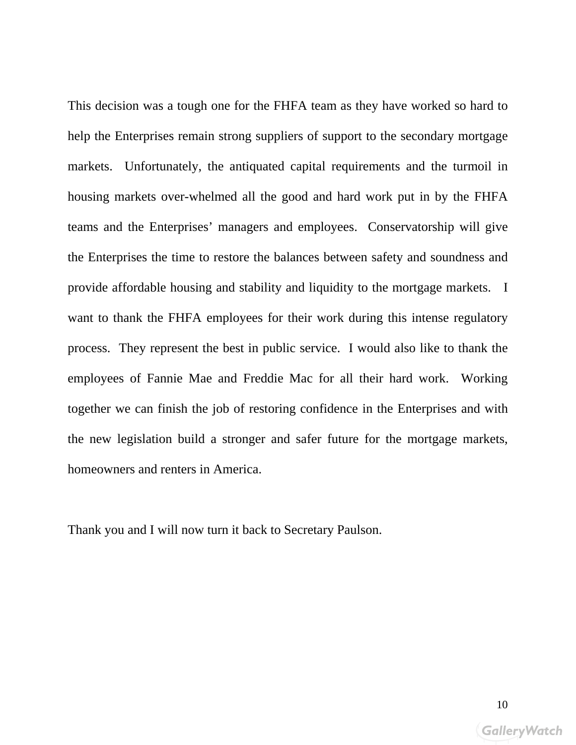This decision was a tough one for the FHFA team as they have worked so hard to help the Enterprises remain strong suppliers of support to the secondary mortgage markets. Unfortunately, the antiquated capital requirements and the turmoil in housing markets over-whelmed all the good and hard work put in by the FHFA teams and the Enterprises' managers and employees. Conservatorship will give the Enterprises the time to restore the balances between safety and soundness and provide affordable housing and stability and liquidity to the mortgage markets. I want to thank the FHFA employees for their work during this intense regulatory process. They represent the best in public service. I would also like to thank the employees of Fannie Mae and Freddie Mac for all their hard work. Working together we can finish the job of restoring confidence in the Enterprises and with the new legislation build a stronger and safer future for the mortgage markets, homeowners and renters in America.

Thank you and I will now turn it back to Secretary Paulson.